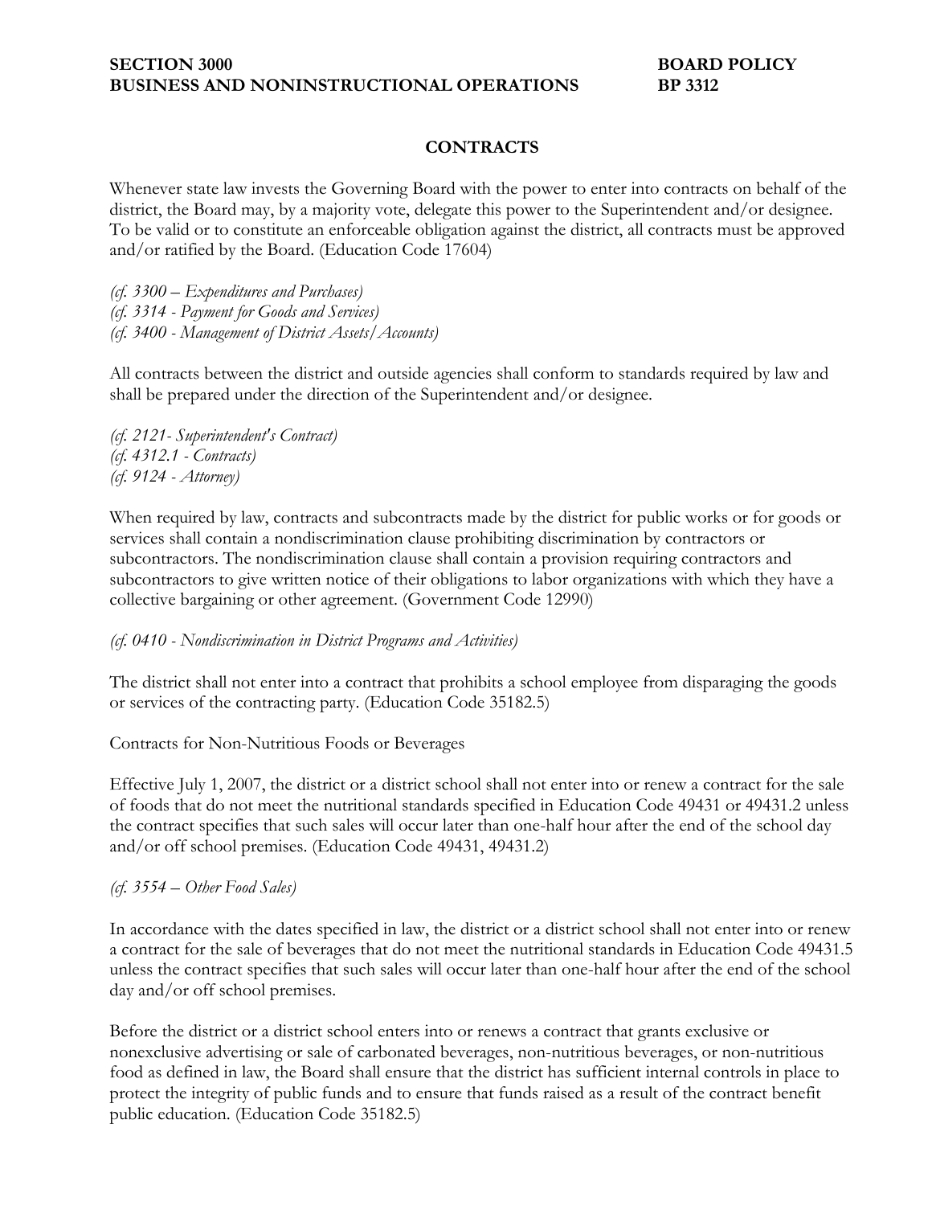**SECTION 3000** **BOARD POLICY**
**BUSINESS AND NONINSTRUCTIONAL OPERATIONS** **BP 3312**

## CONTRACTS

Whenever state law invests the Governing Board with the power to enter into contracts on behalf of the district, the Board may, by a majority vote, delegate this power to the Superintendent and/or designee. To be valid or to constitute an enforceable obligation against the district, all contracts must be approved and/or ratified by the Board. (Education Code 17604)

*(cf. 3300 – Expenditures and Purchases)*
*(cf. 3314 - Payment for Goods and Services)*
*(cf. 3400 - Management of District Assets/Accounts)*

All contracts between the district and outside agencies shall conform to standards required by law and shall be prepared under the direction of the Superintendent and/or designee.

*(cf. 2121- Superintendent's Contract)*
*(cf. 4312.1 - Contracts)*
*(cf. 9124 - Attorney)*

When required by law, contracts and subcontracts made by the district for public works or for goods or services shall contain a nondiscrimination clause prohibiting discrimination by contractors or subcontractors. The nondiscrimination clause shall contain a provision requiring contractors and subcontractors to give written notice of their obligations to labor organizations with which they have a collective bargaining or other agreement. (Government Code 12990)

*(cf. 0410 - Nondiscrimination in District Programs and Activities)*

The district shall not enter into a contract that prohibits a school employee from disparaging the goods or services of the contracting party. (Education Code 35182.5)

Contracts for Non-Nutritious Foods or Beverages

Effective July 1, 2007, the district or a district school shall not enter into or renew a contract for the sale of foods that do not meet the nutritional standards specified in Education Code 49431 or 49431.2 unless the contract specifies that such sales will occur later than one-half hour after the end of the school day and/or off school premises. (Education Code 49431, 49431.2)

*(cf. 3554 – Other Food Sales)*

In accordance with the dates specified in law, the district or a district school shall not enter into or renew a contract for the sale of beverages that do not meet the nutritional standards in Education Code 49431.5 unless the contract specifies that such sales will occur later than one-half hour after the end of the school day and/or off school premises.

Before the district or a district school enters into or renews a contract that grants exclusive or nonexclusive advertising or sale of carbonated beverages, non-nutritious beverages, or non-nutritious food as defined in law, the Board shall ensure that the district has sufficient internal controls in place to protect the integrity of public funds and to ensure that funds raised as a result of the contract benefit public education. (Education Code 35182.5)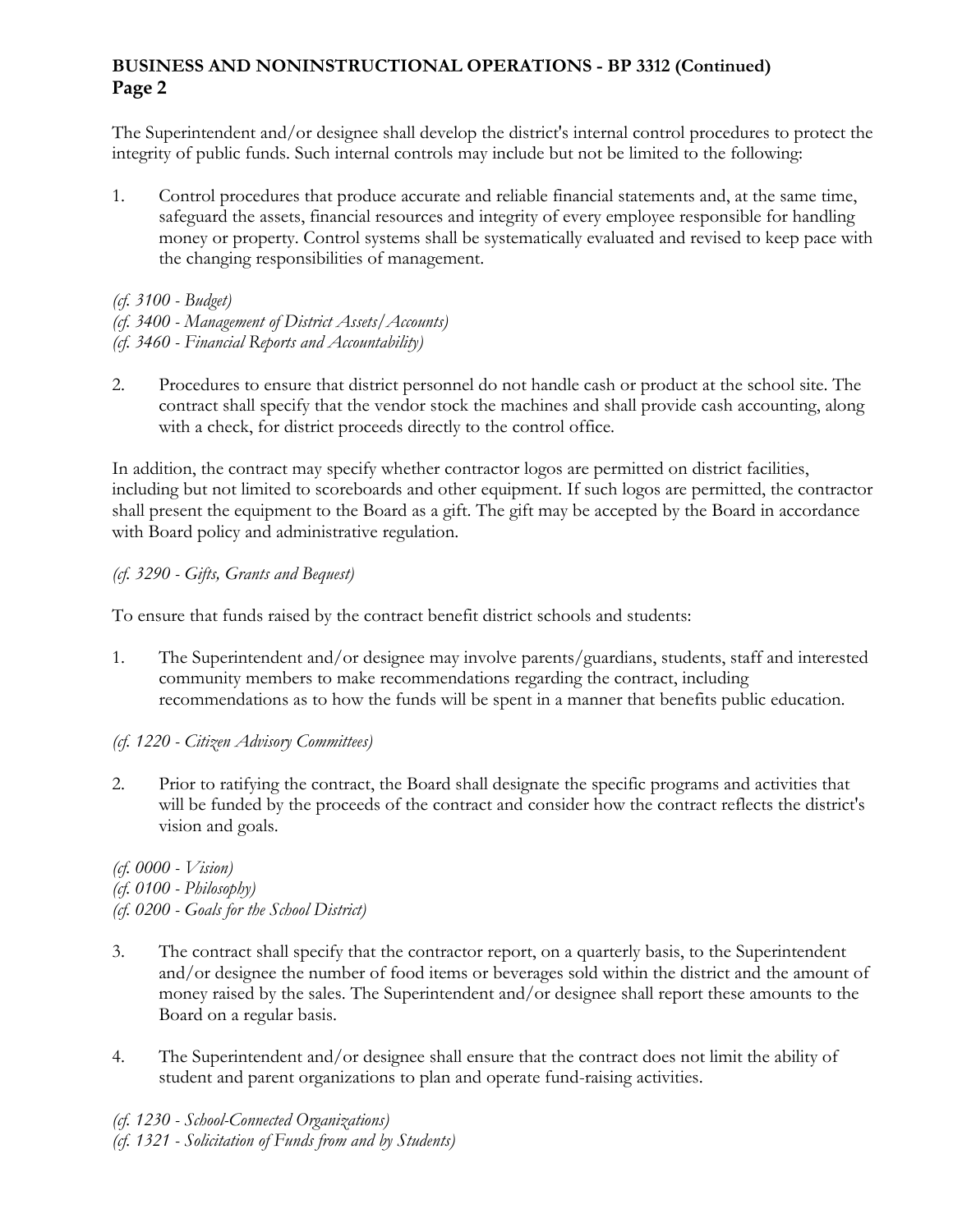The Superintendent and/or designee shall develop the district's internal control procedures to protect the integrity of public funds. Such internal controls may include but not be limited to the following:

1. Control procedures that produce accurate and reliable financial statements and, at the same time, safeguard the assets, financial resources and integrity of every employee responsible for handling money or property. Control systems shall be systematically evaluated and revised to keep pace with the changing responsibilities of management.

*(cf. 3100 - Budget)*
*(cf. 3400 - Management of District Assets/Accounts)*
*(cf. 3460 - Financial Reports and Accountability)*

2. Procedures to ensure that district personnel do not handle cash or product at the school site. The contract shall specify that the vendor stock the machines and shall provide cash accounting, along with a check, for district proceeds directly to the control office.

In addition, the contract may specify whether contractor logos are permitted on district facilities, including but not limited to scoreboards and other equipment. If such logos are permitted, the contractor shall present the equipment to the Board as a gift. The gift may be accepted by the Board in accordance with Board policy and administrative regulation.

*(cf. 3290 - Gifts, Grants and Bequest)*

To ensure that funds raised by the contract benefit district schools and students:

1. The Superintendent and/or designee may involve parents/guardians, students, staff and interested community members to make recommendations regarding the contract, including recommendations as to how the funds will be spent in a manner that benefits public education.

*(cf. 1220 - Citizen Advisory Committees)*

2. Prior to ratifying the contract, the Board shall designate the specific programs and activities that will be funded by the proceeds of the contract and consider how the contract reflects the district's vision and goals.

*(cf. 0000 - Vision)*
*(cf. 0100 - Philosophy)*
*(cf. 0200 - Goals for the School District)*

3. The contract shall specify that the contractor report, on a quarterly basis, to the Superintendent and/or designee the number of food items or beverages sold within the district and the amount of money raised by the sales. The Superintendent and/or designee shall report these amounts to the Board on a regular basis.

4. The Superintendent and/or designee shall ensure that the contract does not limit the ability of student and parent organizations to plan and operate fund-raising activities.

*(cf. 1230 - School-Connected Organizations)*
*(cf. 1321 - Solicitation of Funds from and by Students)*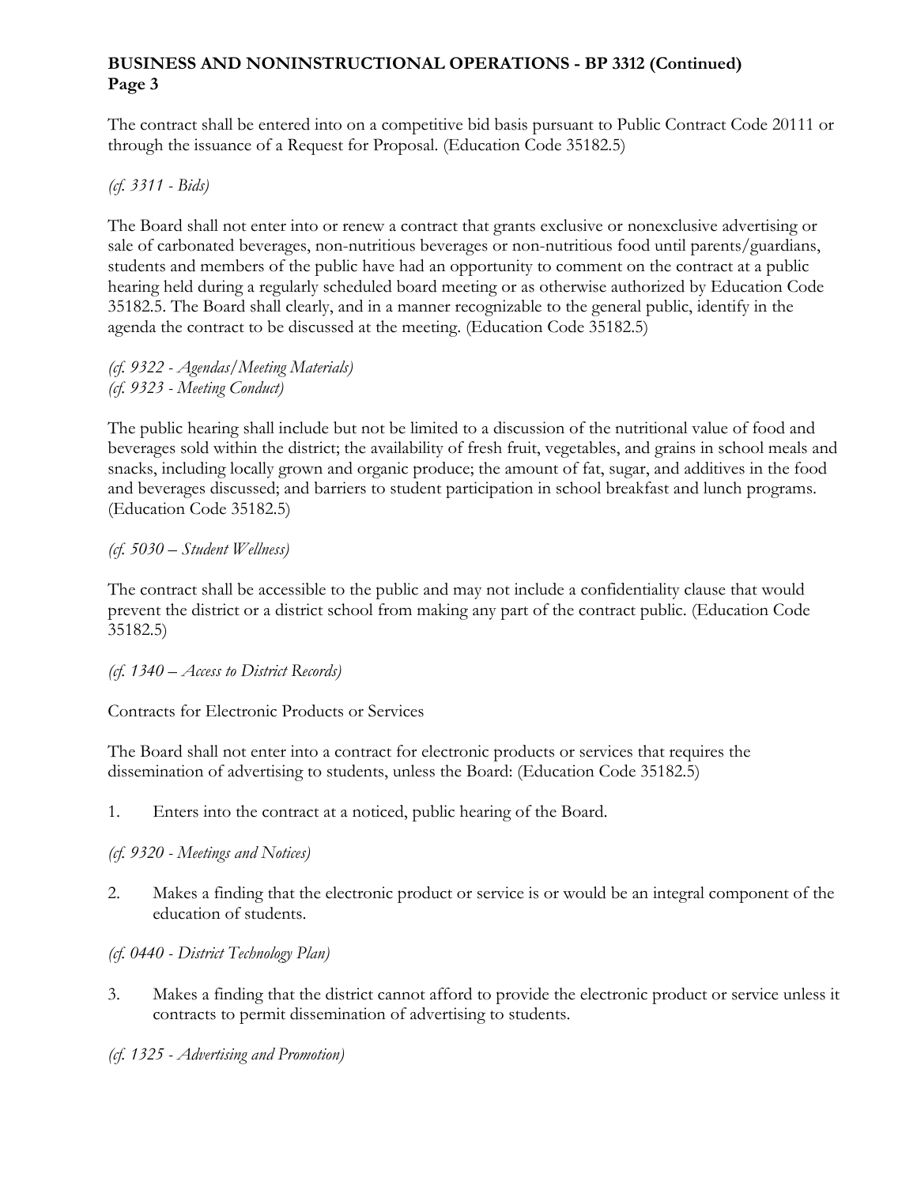The contract shall be entered into on a competitive bid basis pursuant to Public Contract Code 20111 or through the issuance of a Request for Proposal. (Education Code 35182.5)

*(cf. 3311 - Bids)*

The Board shall not enter into or renew a contract that grants exclusive or nonexclusive advertising or sale of carbonated beverages, non-nutritious beverages or non-nutritious food until parents/guardians, students and members of the public have had an opportunity to comment on the contract at a public hearing held during a regularly scheduled board meeting or as otherwise authorized by Education Code 35182.5. The Board shall clearly, and in a manner recognizable to the general public, identify in the agenda the contract to be discussed at the meeting. (Education Code 35182.5)

*(cf. 9322 - Agendas/Meeting Materials)*
*(cf. 9323 - Meeting Conduct)*

The public hearing shall include but not be limited to a discussion of the nutritional value of food and beverages sold within the district; the availability of fresh fruit, vegetables, and grains in school meals and snacks, including locally grown and organic produce; the amount of fat, sugar, and additives in the food and beverages discussed; and barriers to student participation in school breakfast and lunch programs. (Education Code 35182.5)

*(cf. 5030 – Student Wellness)*

The contract shall be accessible to the public and may not include a confidentiality clause that would prevent the district or a district school from making any part of the contract public. (Education Code 35182.5)

*(cf. 1340 – Access to District Records)*

Contracts for Electronic Products or Services

The Board shall not enter into a contract for electronic products or services that requires the dissemination of advertising to students, unless the Board: (Education Code 35182.5)

1. Enters into the contract at a noticed, public hearing of the Board.

*(cf. 9320 - Meetings and Notices)*

2. Makes a finding that the electronic product or service is or would be an integral component of the education of students.

*(cf. 0440 - District Technology Plan)*

3. Makes a finding that the district cannot afford to provide the electronic product or service unless it contracts to permit dissemination of advertising to students.

*(cf. 1325 - Advertising and Promotion)*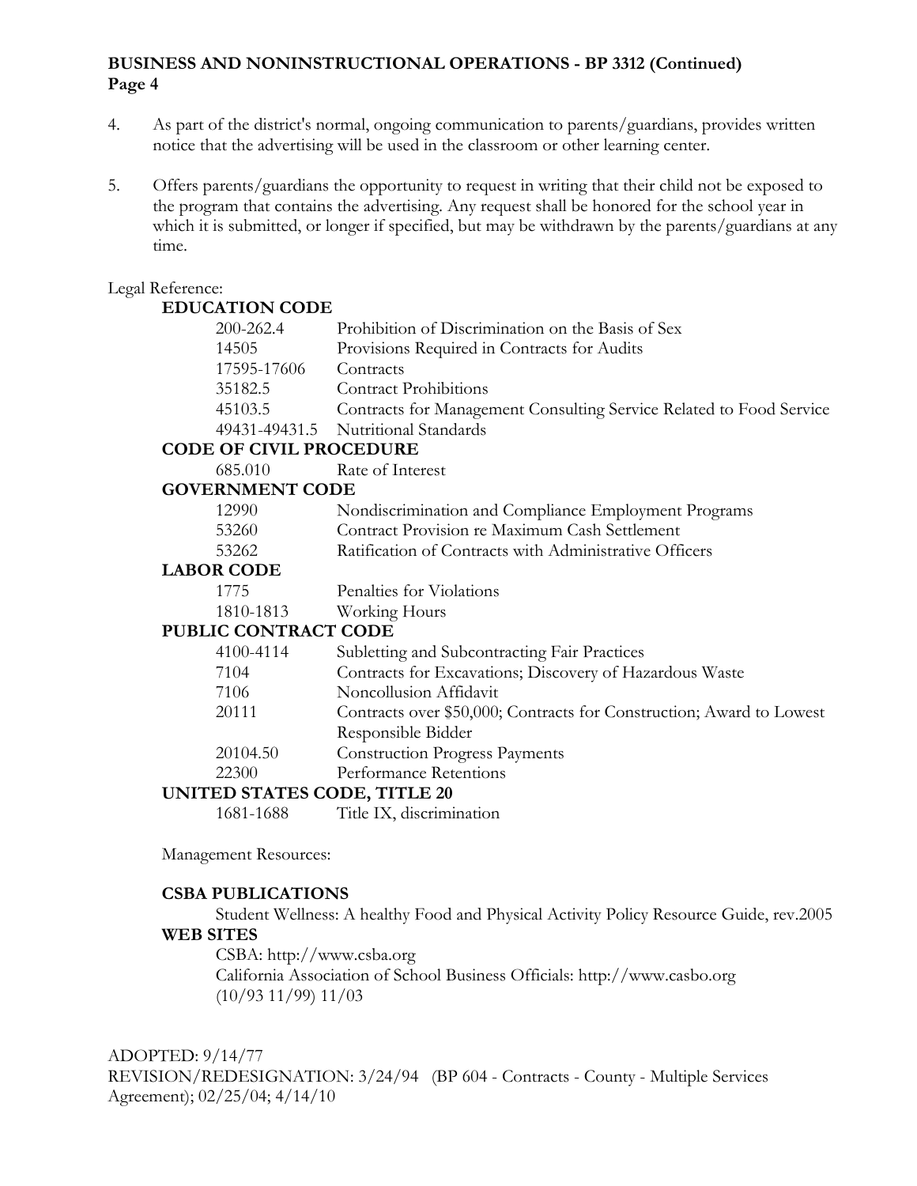4. As part of the district's normal, ongoing communication to parents/guardians, provides written notice that the advertising will be used in the classroom or other learning center.

5. Offers parents/guardians the opportunity to request in writing that their child not be exposed to the program that contains the advertising. Any request shall be honored for the school year in which it is submitted, or longer if specified, but may be withdrawn by the parents/guardians at any time.

Legal Reference:

**EDUCATION CODE**

| | |
|---|---|
| 200-262.4 | Prohibition of Discrimination on the Basis of Sex |
| 14505 | Provisions Required in Contracts for Audits |
| 17595-17606 | Contracts |
| 35182.5 | Contract Prohibitions |
| 45103.5 | Contracts for Management Consulting Service Related to Food Service |
| 49431-49431.5 | Nutritional Standards |

**CODE OF CIVIL PROCEDURE**

| | |
|---|---|
| 685.010 | Rate of Interest |

**GOVERNMENT CODE**

| | |
|---|---|
| 12990 | Nondiscrimination and Compliance Employment Programs |
| 53260 | Contract Provision re Maximum Cash Settlement |
| 53262 | Ratification of Contracts with Administrative Officers |

**LABOR CODE**

| | |
|---|---|
| 1775 | Penalties for Violations |
| 1810-1813 | Working Hours |

**PUBLIC CONTRACT CODE**

| | |
|---|---|
| 4100-4114 | Subletting and Subcontracting Fair Practices |
| 7104 | Contracts for Excavations; Discovery of Hazardous Waste |
| 7106 | Noncollusion Affidavit |
| 20111 | Contracts over $50,000; Contracts for Construction; Award to Lowest Responsible Bidder |
| 20104.50 | Construction Progress Payments |
| 22300 | Performance Retentions |

**UNITED STATES CODE, TITLE 20**

| | |
|---|---|
| 1681-1688 | Title IX, discrimination |

Management Resources:

**CSBA PUBLICATIONS**

Student Wellness: A healthy Food and Physical Activity Policy Resource Guide, rev.2005

**WEB SITES**

CSBA: http://www.csba.org

California Association of School Business Officials: http://www.casbo.org

(10/93 11/99) 11/03

ADOPTED: 9/14/77

REVISION/REDESIGNATION: 3/24/94 (BP 604 - Contracts - County - Multiple Services Agreement); 02/25/04; 4/14/10